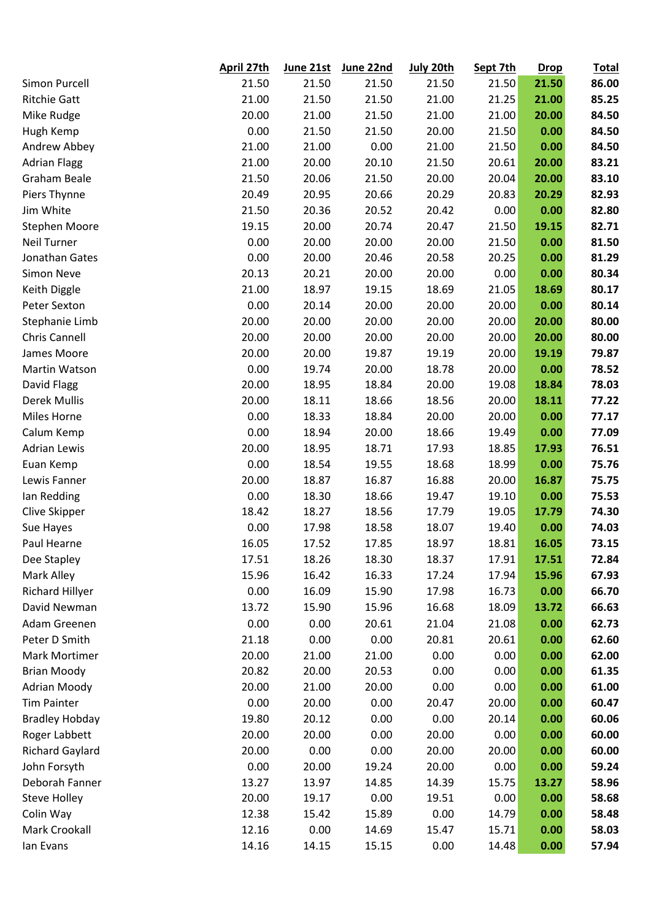| | April 27th | June 21st | June 22nd | July 20th | Sept 7th | Drop | Total |
|---|---|---|---|---|---|---|---|
| Simon Purcell | 21.50 | 21.50 | 21.50 | 21.50 | 21.50 | **21.50** | **86.00** |
| Ritchie Gatt | 21.00 | 21.50 | 21.50 | 21.00 | 21.25 | **21.00** | **85.25** |
| Mike Rudge | 20.00 | 21.00 | 21.50 | 21.00 | 21.00 | **20.00** | **84.50** |
| Hugh Kemp | 0.00 | 21.50 | 21.50 | 20.00 | 21.50 | **0.00** | **84.50** |
| Andrew Abbey | 21.00 | 21.00 | 0.00 | 21.00 | 21.50 | **0.00** | **84.50** |
| Adrian Flagg | 21.00 | 20.00 | 20.10 | 21.50 | 20.61 | **20.00** | **83.21** |
| Graham Beale | 21.50 | 20.06 | 21.50 | 20.00 | 20.04 | **20.00** | **83.10** |
| Piers Thynne | 20.49 | 20.95 | 20.66 | 20.29 | 20.83 | **20.29** | **82.93** |
| Jim White | 21.50 | 20.36 | 20.52 | 20.42 | 0.00 | **0.00** | **82.80** |
| Stephen Moore | 19.15 | 20.00 | 20.74 | 20.47 | 21.50 | **19.15** | **82.71** |
| Neil Turner | 0.00 | 20.00 | 20.00 | 20.00 | 21.50 | **0.00** | **81.50** |
| Jonathan Gates | 0.00 | 20.00 | 20.46 | 20.58 | 20.25 | **0.00** | **81.29** |
| Simon Neve | 20.13 | 20.21 | 20.00 | 20.00 | 0.00 | **0.00** | **80.34** |
| Keith Diggle | 21.00 | 18.97 | 19.15 | 18.69 | 21.05 | **18.69** | **80.17** |
| Peter Sexton | 0.00 | 20.14 | 20.00 | 20.00 | 20.00 | **0.00** | **80.14** |
| Stephanie Limb | 20.00 | 20.00 | 20.00 | 20.00 | 20.00 | **20.00** | **80.00** |
| Chris Cannell | 20.00 | 20.00 | 20.00 | 20.00 | 20.00 | **20.00** | **80.00** |
| James Moore | 20.00 | 20.00 | 19.87 | 19.19 | 20.00 | **19.19** | **79.87** |
| Martin Watson | 0.00 | 19.74 | 20.00 | 18.78 | 20.00 | **0.00** | **78.52** |
| David Flagg | 20.00 | 18.95 | 18.84 | 20.00 | 19.08 | **18.84** | **78.03** |
| Derek Mullis | 20.00 | 18.11 | 18.66 | 18.56 | 20.00 | **18.11** | **77.22** |
| Miles Horne | 0.00 | 18.33 | 18.84 | 20.00 | 20.00 | **0.00** | **77.17** |
| Calum Kemp | 0.00 | 18.94 | 20.00 | 18.66 | 19.49 | **0.00** | **77.09** |
| Adrian Lewis | 20.00 | 18.95 | 18.71 | 17.93 | 18.85 | **17.93** | **76.51** |
| Euan Kemp | 0.00 | 18.54 | 19.55 | 18.68 | 18.99 | **0.00** | **75.76** |
| Lewis Fanner | 20.00 | 18.87 | 16.87 | 16.88 | 20.00 | **16.87** | **75.75** |
| Ian Redding | 0.00 | 18.30 | 18.66 | 19.47 | 19.10 | **0.00** | **75.53** |
| Clive Skipper | 18.42 | 18.27 | 18.56 | 17.79 | 19.05 | **17.79** | **74.30** |
| Sue Hayes | 0.00 | 17.98 | 18.58 | 18.07 | 19.40 | **0.00** | **74.03** |
| Paul Hearne | 16.05 | 17.52 | 17.85 | 18.97 | 18.81 | **16.05** | **73.15** |
| Dee Stapley | 17.51 | 18.26 | 18.30 | 18.37 | 17.91 | **17.51** | **72.84** |
| Mark Alley | 15.96 | 16.42 | 16.33 | 17.24 | 17.94 | **15.96** | **67.93** |
| Richard Hillyer | 0.00 | 16.09 | 15.90 | 17.98 | 16.73 | **0.00** | **66.70** |
| David Newman | 13.72 | 15.90 | 15.96 | 16.68 | 18.09 | **13.72** | **66.63** |
| Adam Greenen | 0.00 | 0.00 | 20.61 | 21.04 | 21.08 | **0.00** | **62.73** |
| Peter D Smith | 21.18 | 0.00 | 0.00 | 20.81 | 20.61 | **0.00** | **62.60** |
| Mark Mortimer | 20.00 | 21.00 | 21.00 | 0.00 | 0.00 | **0.00** | **62.00** |
| Brian Moody | 20.82 | 20.00 | 20.53 | 0.00 | 0.00 | **0.00** | **61.35** |
| Adrian Moody | 20.00 | 21.00 | 20.00 | 0.00 | 0.00 | **0.00** | **61.00** |
| Tim Painter | 0.00 | 20.00 | 0.00 | 20.47 | 20.00 | **0.00** | **60.47** |
| Bradley Hobday | 19.80 | 20.12 | 0.00 | 0.00 | 20.14 | **0.00** | **60.06** |
| Roger Labbett | 20.00 | 20.00 | 0.00 | 20.00 | 0.00 | **0.00** | **60.00** |
| Richard Gaylard | 20.00 | 0.00 | 0.00 | 20.00 | 20.00 | **0.00** | **60.00** |
| John Forsyth | 0.00 | 20.00 | 19.24 | 20.00 | 0.00 | **0.00** | **59.24** |
| Deborah Fanner | 13.27 | 13.97 | 14.85 | 14.39 | 15.75 | **13.27** | **58.96** |
| Steve Holley | 20.00 | 19.17 | 0.00 | 19.51 | 0.00 | **0.00** | **58.68** |
| Colin Way | 12.38 | 15.42 | 15.89 | 0.00 | 14.79 | **0.00** | **58.48** |
| Mark Crookall | 12.16 | 0.00 | 14.69 | 15.47 | 15.71 | **0.00** | **58.03** |
| Ian Evans | 14.16 | 14.15 | 15.15 | 0.00 | 14.48 | **0.00** | **57.94** |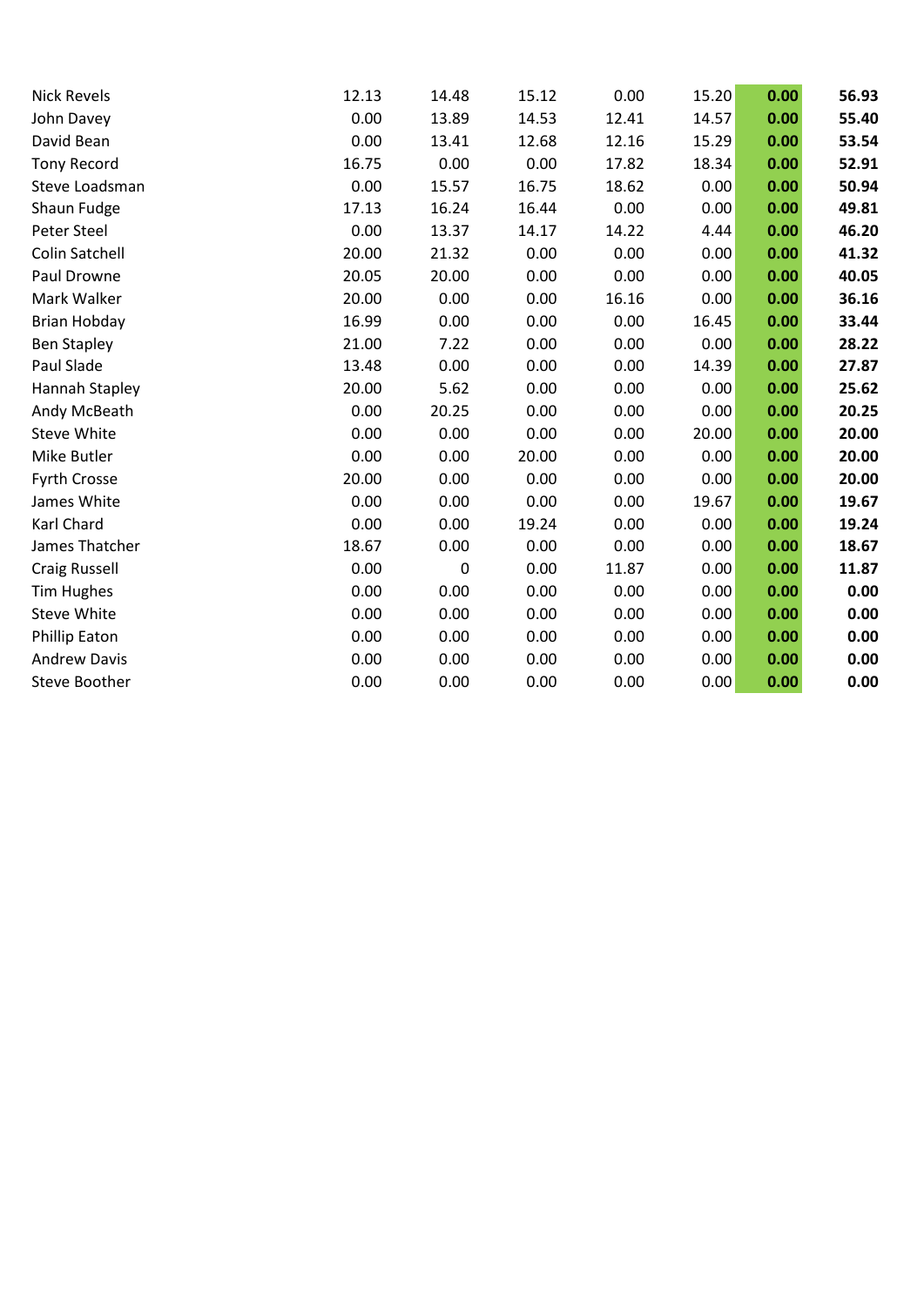| | | | | | | | |
|---|---|---|---|---|---|---|---|
| Nick Revels | 12.13 | 14.48 | 15.12 | 0.00 | 15.20 | **0.00** | **56.93** |
| John Davey | 0.00 | 13.89 | 14.53 | 12.41 | 14.57 | **0.00** | **55.40** |
| David Bean | 0.00 | 13.41 | 12.68 | 12.16 | 15.29 | **0.00** | **53.54** |
| Tony Record | 16.75 | 0.00 | 0.00 | 17.82 | 18.34 | **0.00** | **52.91** |
| Steve Loadsman | 0.00 | 15.57 | 16.75 | 18.62 | 0.00 | **0.00** | **50.94** |
| Shaun Fudge | 17.13 | 16.24 | 16.44 | 0.00 | 0.00 | **0.00** | **49.81** |
| Peter Steel | 0.00 | 13.37 | 14.17 | 14.22 | 4.44 | **0.00** | **46.20** |
| Colin Satchell | 20.00 | 21.32 | 0.00 | 0.00 | 0.00 | **0.00** | **41.32** |
| Paul Drowne | 20.05 | 20.00 | 0.00 | 0.00 | 0.00 | **0.00** | **40.05** |
| Mark Walker | 20.00 | 0.00 | 0.00 | 16.16 | 0.00 | **0.00** | **36.16** |
| Brian Hobday | 16.99 | 0.00 | 0.00 | 0.00 | 16.45 | **0.00** | **33.44** |
| Ben Stapley | 21.00 | 7.22 | 0.00 | 0.00 | 0.00 | **0.00** | **28.22** |
| Paul Slade | 13.48 | 0.00 | 0.00 | 0.00 | 14.39 | **0.00** | **27.87** |
| Hannah Stapley | 20.00 | 5.62 | 0.00 | 0.00 | 0.00 | **0.00** | **25.62** |
| Andy McBeath | 0.00 | 20.25 | 0.00 | 0.00 | 0.00 | **0.00** | **20.25** |
| Steve White | 0.00 | 0.00 | 0.00 | 0.00 | 20.00 | **0.00** | **20.00** |
| Mike Butler | 0.00 | 0.00 | 20.00 | 0.00 | 0.00 | **0.00** | **20.00** |
| Fyrth Crosse | 20.00 | 0.00 | 0.00 | 0.00 | 0.00 | **0.00** | **20.00** |
| James White | 0.00 | 0.00 | 0.00 | 0.00 | 19.67 | **0.00** | **19.67** |
| Karl Chard | 0.00 | 0.00 | 19.24 | 0.00 | 0.00 | **0.00** | **19.24** |
| James Thatcher | 18.67 | 0.00 | 0.00 | 0.00 | 0.00 | **0.00** | **18.67** |
| Craig Russell | 0.00 | 0 | 0.00 | 11.87 | 0.00 | **0.00** | **11.87** |
| Tim Hughes | 0.00 | 0.00 | 0.00 | 0.00 | 0.00 | **0.00** | **0.00** |
| Steve White | 0.00 | 0.00 | 0.00 | 0.00 | 0.00 | **0.00** | **0.00** |
| Phillip Eaton | 0.00 | 0.00 | 0.00 | 0.00 | 0.00 | **0.00** | **0.00** |
| Andrew Davis | 0.00 | 0.00 | 0.00 | 0.00 | 0.00 | **0.00** | **0.00** |
| Steve Boother | 0.00 | 0.00 | 0.00 | 0.00 | 0.00 | **0.00** | **0.00** |